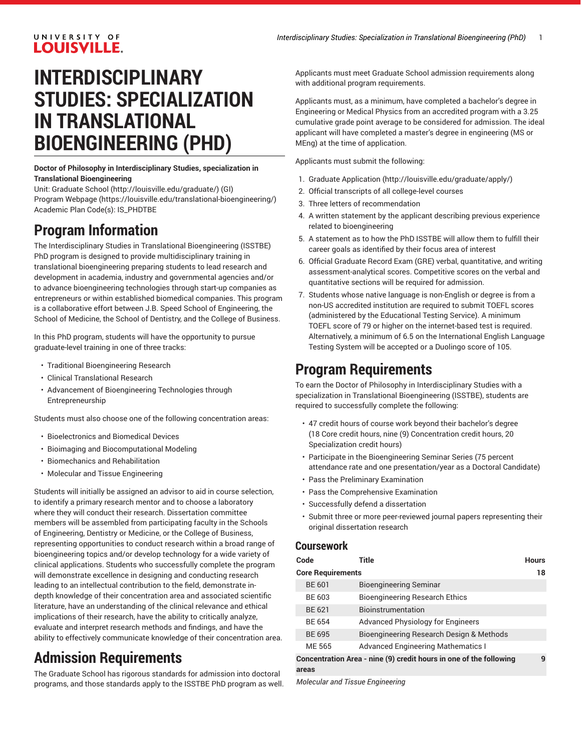# INTERDISCIPLINARY STUDIES: SPECIALIZATION IN TRANSLATIONAL BIOENGINEERING (PHD)

**Doctor of Philosophy in Interdisciplinary Studies, specialization in Translational Bioengineering**

Unit: Graduate School (http://louisville.edu/graduate/) (GI)
Program Webpage (https://louisville.edu/translational-bioengineering/)
Academic Plan Code(s): IS_PHDTBE

## Program Information

The Interdisciplinary Studies in Translational Bioengineering (ISSTBE) PhD program is designed to provide multidisciplinary training in translational bioengineering preparing students to lead research and development in academia, industry and governmental agencies and/or to advance bioengineering technologies through start-up companies as entrepreneurs or within established biomedical companies. This program is a collaborative effort between J.B. Speed School of Engineering, the School of Medicine, the School of Dentistry, and the College of Business.

In this PhD program, students will have the opportunity to pursue graduate-level training in one of three tracks:

- Traditional Bioengineering Research
- Clinical Translational Research
- Advancement of Bioengineering Technologies through Entrepreneurship

Students must also choose one of the following concentration areas:

- Bioelectronics and Biomedical Devices
- Bioimaging and Biocomputational Modeling
- Biomechanics and Rehabilitation
- Molecular and Tissue Engineering

Students will initially be assigned an advisor to aid in course selection, to identify a primary research mentor and to choose a laboratory where they will conduct their research. Dissertation committee members will be assembled from participating faculty in the Schools of Engineering, Dentistry or Medicine, or the College of Business, representing opportunities to conduct research within a broad range of bioengineering topics and/or develop technology for a wide variety of clinical applications. Students who successfully complete the program will demonstrate excellence in designing and conducting research leading to an intellectual contribution to the field, demonstrate in-depth knowledge of their concentration area and associated scientific literature, have an understanding of the clinical relevance and ethical implications of their research, have the ability to critically analyze, evaluate and interpret research methods and findings, and have the ability to effectively communicate knowledge of their concentration area.

## Admission Requirements

The Graduate School has rigorous standards for admission into doctoral programs, and those standards apply to the ISSTBE PhD program as well. Applicants must meet Graduate School admission requirements along with additional program requirements.

Applicants must, as a minimum, have completed a bachelor's degree in Engineering or Medical Physics from an accredited program with a 3.25 cumulative grade point average to be considered for admission. The ideal applicant will have completed a master's degree in engineering (MS or MEng) at the time of application.

Applicants must submit the following:

1. Graduate Application (http://louisville.edu/graduate/apply/)
2. Official transcripts of all college-level courses
3. Three letters of recommendation
4. A written statement by the applicant describing previous experience related to bioengineering
5. A statement as to how the PhD ISSTBE will allow them to fulfill their career goals as identified by their focus area of interest
6. Official Graduate Record Exam (GRE) verbal, quantitative, and writing assessment-analytical scores. Competitive scores on the verbal and quantitative sections will be required for admission.
7. Students whose native language is non-English or degree is from a non-US accredited institution are required to submit TOEFL scores (administered by the Educational Testing Service). A minimum TOEFL score of 79 or higher on the internet-based test is required. Alternatively, a minimum of 6.5 on the International English Language Testing System will be accepted or a Duolingo score of 105.

## Program Requirements

To earn the Doctor of Philosophy in Interdisciplinary Studies with a specialization in Translational Bioengineering (ISSTBE), students are required to successfully complete the following:

- 47 credit hours of course work beyond their bachelor's degree (18 Core credit hours, nine (9) Concentration credit hours, 20 Specialization credit hours)
- Participate in the Bioengineering Seminar Series (75 percent attendance rate and one presentation/year as a Doctoral Candidate)
- Pass the Preliminary Examination
- Pass the Comprehensive Examination
- Successfully defend a dissertation
- Submit three or more peer-reviewed journal papers representing their original dissertation research

### Coursework

| Code | Title | Hours |
|---|---|---|
| **Core Requirements** | | **18** |
| BE 601 | Bioengineering Seminar | |
| BE 603 | Bioengineering Research Ethics | |
| BE 621 | Bioinstrumentation | |
| BE 654 | Advanced Physiology for Engineers | |
| BE 695 | Bioengineering Research Design & Methods | |
| ME 565 | Advanced Engineering Mathematics I | |
| **Concentration Area - nine (9) credit hours in one of the following areas** | | **9** |
| *Molecular and Tissue Engineering* | | |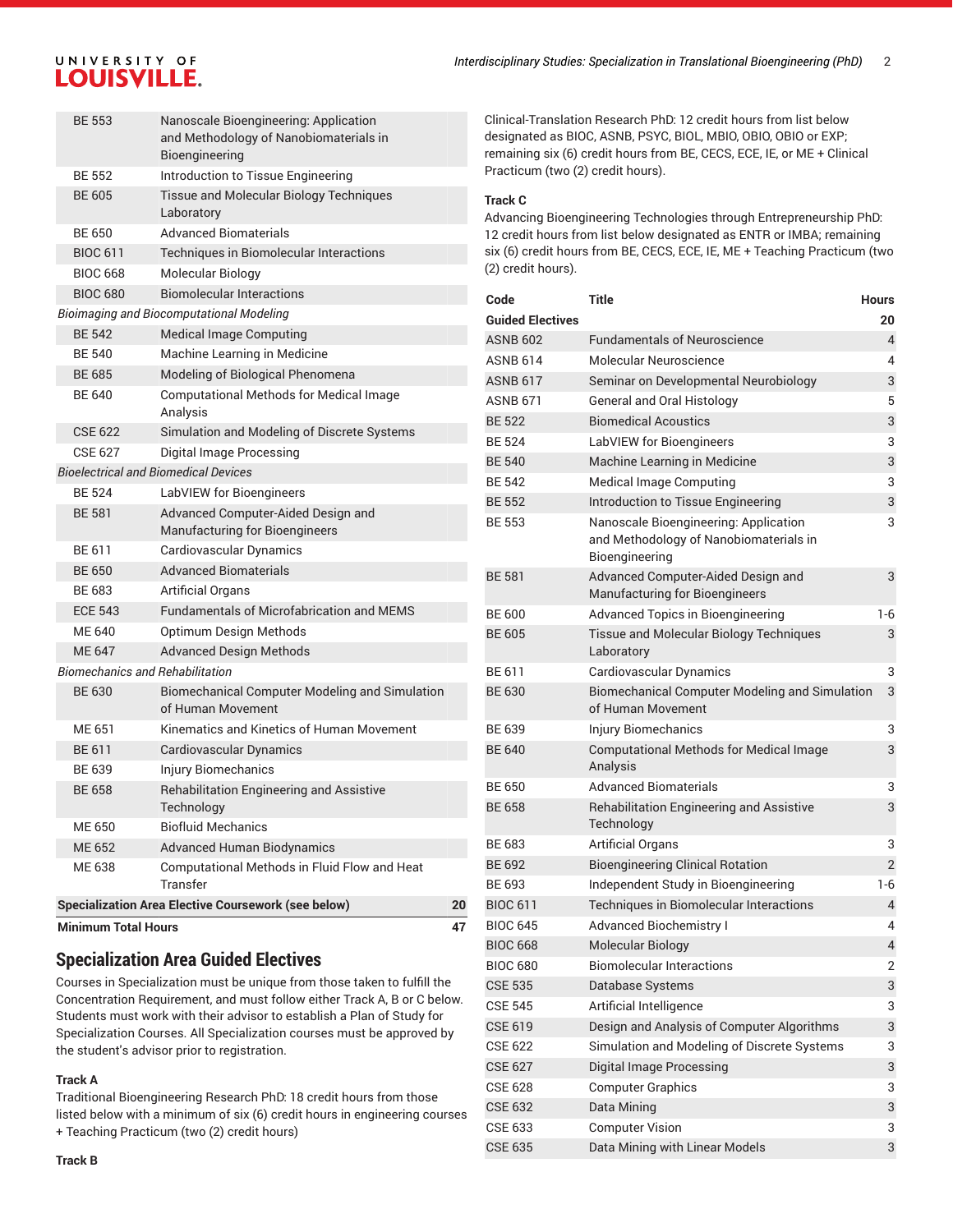| Code | Title | Hours |
|---|---|---|
| BE 553 | Nanoscale Bioengineering: Application and Methodology of Nanobiomaterials in Bioengineering | |
| BE 552 | Introduction to Tissue Engineering | |
| BE 605 | Tissue and Molecular Biology Techniques Laboratory | |
| BE 650 | Advanced Biomaterials | |
| BIOC 611 | Techniques in Biomolecular Interactions | |
| BIOC 668 | Molecular Biology | |
| BIOC 680 | Biomolecular Interactions | |
| *Bioimaging and Biocomputational Modeling* | | |
| BE 542 | Medical Image Computing | |
| BE 540 | Machine Learning in Medicine | |
| BE 685 | Modeling of Biological Phenomena | |
| BE 640 | Computational Methods for Medical Image Analysis | |
| CSE 622 | Simulation and Modeling of Discrete Systems | |
| CSE 627 | Digital Image Processing | |
| *Bioelectrical and Biomedical Devices* | | |
| BE 524 | LabVIEW for Bioengineers | |
| BE 581 | Advanced Computer-Aided Design and Manufacturing for Bioengineers | |
| BE 611 | Cardiovascular Dynamics | |
| BE 650 | Advanced Biomaterials | |
| BE 683 | Artificial Organs | |
| ECE 543 | Fundamentals of Microfabrication and MEMS | |
| ME 640 | Optimum Design Methods | |
| ME 647 | Advanced Design Methods | |
| *Biomechanics and Rehabilitation* | | |
| BE 630 | Biomechanical Computer Modeling and Simulation of Human Movement | |
| ME 651 | Kinematics and Kinetics of Human Movement | |
| BE 611 | Cardiovascular Dynamics | |
| BE 639 | Injury Biomechanics | |
| BE 658 | Rehabilitation Engineering and Assistive Technology | |
| ME 650 | Biofluid Mechanics | |
| ME 652 | Advanced Human Biodynamics | |
| ME 638 | Computational Methods in Fluid Flow and Heat Transfer | |
| **Specialization Area Elective Coursework (see below)** | | **20** |
| **Minimum Total Hours** | | **47** |

## Specialization Area Guided Electives

Courses in Specialization must be unique from those taken to fulfill the Concentration Requirement, and must follow either Track A, B or C below. Students must work with their advisor to establish a Plan of Study for Specialization Courses. All Specialization courses must be approved by the student's advisor prior to registration.

**Track A**

Traditional Bioengineering Research PhD: 18 credit hours from those listed below with a minimum of six (6) credit hours in engineering courses + Teaching Practicum (two (2) credit hours)

**Track B**

Clinical-Translation Research PhD: 12 credit hours from list below designated as BIOC, ASNB, PSYC, BIOL, MBIO, OBIO, OBIO or EXP; remaining six (6) credit hours from BE, CECS, ECE, IE, or ME + Clinical Practicum (two (2) credit hours).

**Track C**

Advancing Bioengineering Technologies through Entrepreneurship PhD: 12 credit hours from list below designated as ENTR or IMBA; remaining six (6) credit hours from BE, CECS, ECE, IE, ME + Teaching Practicum (two (2) credit hours).

| Code | Title | Hours |
|---|---|---|
| **Guided Electives** | | **20** |
| ASNB 602 | Fundamentals of Neuroscience | 4 |
| ASNB 614 | Molecular Neuroscience | 4 |
| ASNB 617 | Seminar on Developmental Neurobiology | 3 |
| ASNB 671 | General and Oral Histology | 5 |
| BE 522 | Biomedical Acoustics | 3 |
| BE 524 | LabVIEW for Bioengineers | 3 |
| BE 540 | Machine Learning in Medicine | 3 |
| BE 542 | Medical Image Computing | 3 |
| BE 552 | Introduction to Tissue Engineering | 3 |
| BE 553 | Nanoscale Bioengineering: Application and Methodology of Nanobiomaterials in Bioengineering | 3 |
| BE 581 | Advanced Computer-Aided Design and Manufacturing for Bioengineers | 3 |
| BE 600 | Advanced Topics in Bioengineering | 1-6 |
| BE 605 | Tissue and Molecular Biology Techniques Laboratory | 3 |
| BE 611 | Cardiovascular Dynamics | 3 |
| BE 630 | Biomechanical Computer Modeling and Simulation of Human Movement | 3 |
| BE 639 | Injury Biomechanics | 3 |
| BE 640 | Computational Methods for Medical Image Analysis | 3 |
| BE 650 | Advanced Biomaterials | 3 |
| BE 658 | Rehabilitation Engineering and Assistive Technology | 3 |
| BE 683 | Artificial Organs | 3 |
| BE 692 | Bioengineering Clinical Rotation | 2 |
| BE 693 | Independent Study in Bioengineering | 1-6 |
| BIOC 611 | Techniques in Biomolecular Interactions | 4 |
| BIOC 645 | Advanced Biochemistry I | 4 |
| BIOC 668 | Molecular Biology | 4 |
| BIOC 680 | Biomolecular Interactions | 2 |
| CSE 535 | Database Systems | 3 |
| CSE 545 | Artificial Intelligence | 3 |
| CSE 619 | Design and Analysis of Computer Algorithms | 3 |
| CSE 622 | Simulation and Modeling of Discrete Systems | 3 |
| CSE 627 | Digital Image Processing | 3 |
| CSE 628 | Computer Graphics | 3 |
| CSE 632 | Data Mining | 3 |
| CSE 633 | Computer Vision | 3 |
| CSE 635 | Data Mining with Linear Models | 3 |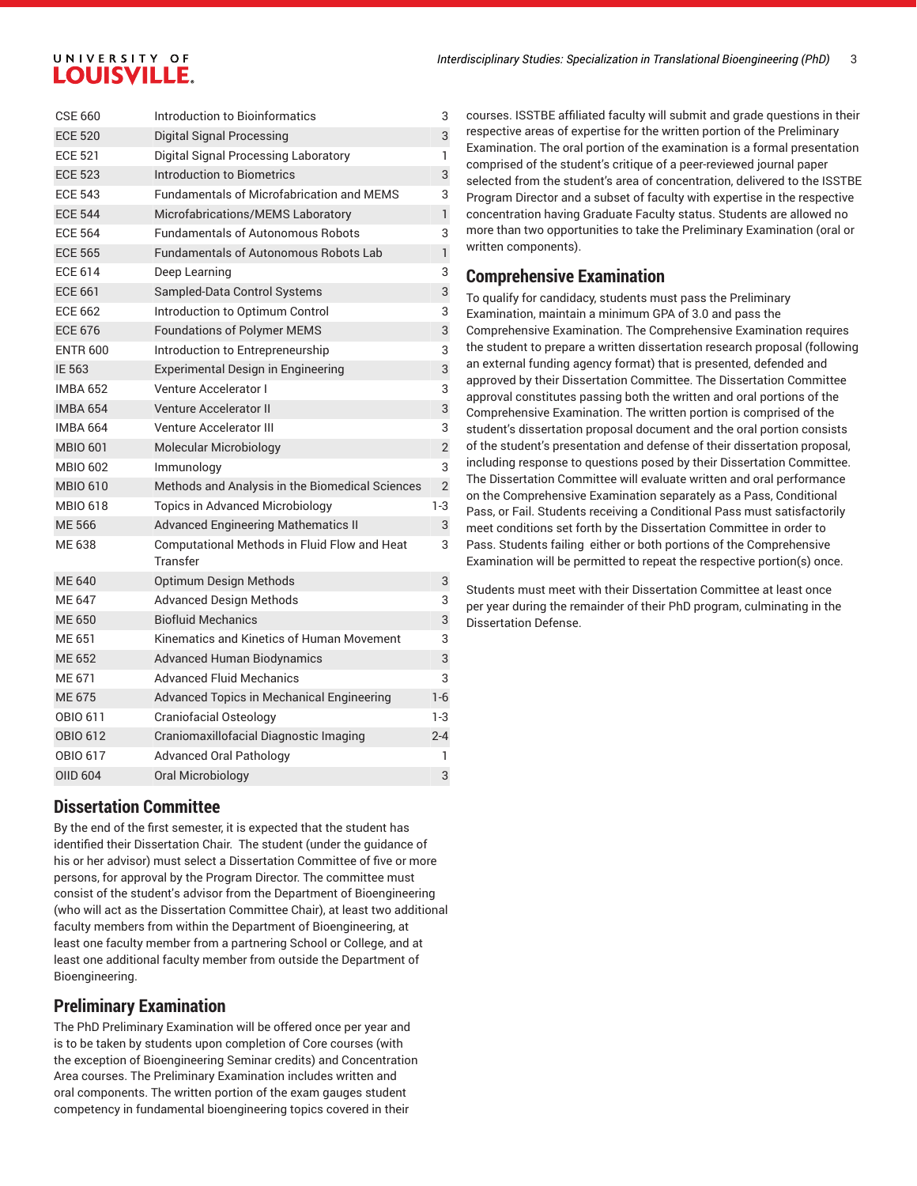| | | |
|---|---|---|
| CSE 660 | Introduction to Bioinformatics | 3 |
| ECE 520 | Digital Signal Processing | 3 |
| ECE 521 | Digital Signal Processing Laboratory | 1 |
| ECE 523 | Introduction to Biometrics | 3 |
| ECE 543 | Fundamentals of Microfabrication and MEMS | 3 |
| ECE 544 | Microfabrications/MEMS Laboratory | 1 |
| ECE 564 | Fundamentals of Autonomous Robots | 3 |
| ECE 565 | Fundamentals of Autonomous Robots Lab | 1 |
| ECE 614 | Deep Learning | 3 |
| ECE 661 | Sampled-Data Control Systems | 3 |
| ECE 662 | Introduction to Optimum Control | 3 |
| ECE 676 | Foundations of Polymer MEMS | 3 |
| ENTR 600 | Introduction to Entrepreneurship | 3 |
| IE 563 | Experimental Design in Engineering | 3 |
| IMBA 652 | Venture Accelerator I | 3 |
| IMBA 654 | Venture Accelerator II | 3 |
| IMBA 664 | Venture Accelerator III | 3 |
| MBIO 601 | Molecular Microbiology | 2 |
| MBIO 602 | Immunology | 3 |
| MBIO 610 | Methods and Analysis in the Biomedical Sciences | 2 |
| MBIO 618 | Topics in Advanced Microbiology | 1-3 |
| ME 566 | Advanced Engineering Mathematics II | 3 |
| ME 638 | Computational Methods in Fluid Flow and Heat Transfer | 3 |
| ME 640 | Optimum Design Methods | 3 |
| ME 647 | Advanced Design Methods | 3 |
| ME 650 | Biofluid Mechanics | 3 |
| ME 651 | Kinematics and Kinetics of Human Movement | 3 |
| ME 652 | Advanced Human Biodynamics | 3 |
| ME 671 | Advanced Fluid Mechanics | 3 |
| ME 675 | Advanced Topics in Mechanical Engineering | 1-6 |
| OBIO 611 | Craniofacial Osteology | 1-3 |
| OBIO 612 | Craniomaxillofacial Diagnostic Imaging | 2-4 |
| OBIO 617 | Advanced Oral Pathology | 1 |
| OIID 604 | Oral Microbiology | 3 |

## Dissertation Committee

By the end of the first semester, it is expected that the student has identified their Dissertation Chair. The student (under the guidance of his or her advisor) must select a Dissertation Committee of five or more persons, for approval by the Program Director. The committee must consist of the student's advisor from the Department of Bioengineering (who will act as the Dissertation Committee Chair), at least two additional faculty members from within the Department of Bioengineering, at least one faculty member from a partnering School or College, and at least one additional faculty member from outside the Department of Bioengineering.

## Preliminary Examination

The PhD Preliminary Examination will be offered once per year and is to be taken by students upon completion of Core courses (with the exception of Bioengineering Seminar credits) and Concentration Area courses. The Preliminary Examination includes written and oral components. The written portion of the exam gauges student competency in fundamental bioengineering topics covered in their courses. ISSTBE affiliated faculty will submit and grade questions in their respective areas of expertise for the written portion of the Preliminary Examination. The oral portion of the examination is a formal presentation comprised of the student's critique of a peer-reviewed journal paper selected from the student's area of concentration, delivered to the ISSTBE Program Director and a subset of faculty with expertise in the respective concentration having Graduate Faculty status. Students are allowed no more than two opportunities to take the Preliminary Examination (oral or written components).

## Comprehensive Examination

To qualify for candidacy, students must pass the Preliminary Examination, maintain a minimum GPA of 3.0 and pass the Comprehensive Examination. The Comprehensive Examination requires the student to prepare a written dissertation research proposal (following an external funding agency format) that is presented, defended and approved by their Dissertation Committee. The Dissertation Committee approval constitutes passing both the written and oral portions of the Comprehensive Examination. The written portion is comprised of the student's dissertation proposal document and the oral portion consists of the student's presentation and defense of their dissertation proposal, including response to questions posed by their Dissertation Committee. The Dissertation Committee will evaluate written and oral performance on the Comprehensive Examination separately as a Pass, Conditional Pass, or Fail. Students receiving a Conditional Pass must satisfactorily meet conditions set forth by the Dissertation Committee in order to Pass. Students failing either or both portions of the Comprehensive Examination will be permitted to repeat the respective portion(s) once.

Students must meet with their Dissertation Committee at least once per year during the remainder of their PhD program, culminating in the Dissertation Defense.